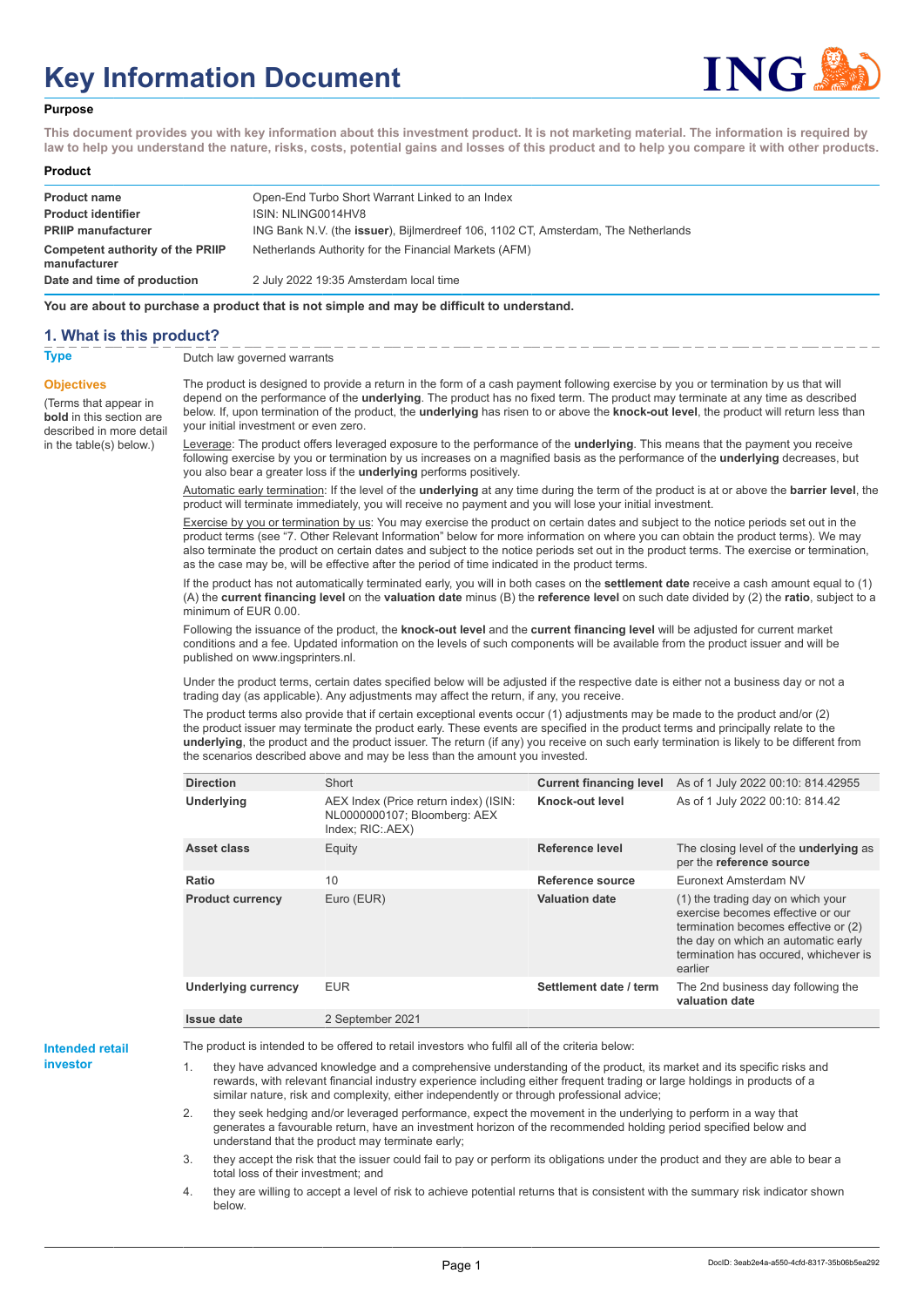# Key Information Document

## Purpose

**This document provides you with key information about this investment product. It is not marketing material. The information is required by law to help you understand the nature, risks, costs, potential gains and losses of this product and to help you compare it with other products.**

## Product

| | |
|---|---|
| **Product name** | Open-End Turbo Short Warrant Linked to an Index |
| **Product identifier** | ISIN: NLING0014HV8 |
| **PRIIP manufacturer** | ING Bank N.V. (the **issuer**), Bijlmerdreef 106, 1102 CT, Amsterdam, The Netherlands |
| **Competent authority of the PRIIP manufacturer** | Netherlands Authority for the Financial Markets (AFM) |
| **Date and time of production** | 2 July 2022 19:35 Amsterdam local time |

**You are about to purchase a product that is not simple and may be difficult to understand.**

## 1. What is this product?

**Type**

Dutch law governed warrants

**Objectives**

(Terms that appear in **bold** in this section are described in more detail in the table(s) below.)

The product is designed to provide a return in the form of a cash payment following exercise by you or termination by us that will depend on the performance of the **underlying**. The product has no fixed term. The product may terminate at any time as described below. If, upon termination of the product, the **underlying** has risen to or above the **knock-out level**, the product will return less than your initial investment or even zero.

Leverage: The product offers leveraged exposure to the performance of the **underlying**. This means that the payment you receive following exercise by you or termination by us increases on a magnified basis as the performance of the **underlying** decreases, but you also bear a greater loss if the **underlying** performs positively.

Automatic early termination: If the level of the **underlying** at any time during the term of the product is at or above the **barrier level**, the product will terminate immediately, you will receive no payment and you will lose your initial investment.

Exercise by you or termination by us: You may exercise the product on certain dates and subject to the notice periods set out in the product terms (see "7. Other Relevant Information" below for more information on where you can obtain the product terms). We may also terminate the product on certain dates and subject to the notice periods set out in the product terms. The exercise or termination, as the case may be, will be effective after the period of time indicated in the product terms.

If the product has not automatically terminated early, you will in both cases on the **settlement date** receive a cash amount equal to (1) (A) the **current financing level** on the **valuation date** minus (B) the **reference level** on such date divided by (2) the **ratio**, subject to a minimum of EUR 0.00.

Following the issuance of the product, the **knock-out level** and the **current financing level** will be adjusted for current market conditions and a fee. Updated information on the levels of such components will be available from the product issuer and will be published on www.ingsprinters.nl.

Under the product terms, certain dates specified below will be adjusted if the respective date is either not a business day or not a trading day (as applicable). Any adjustments may affect the return, if any, you receive.

The product terms also provide that if certain exceptional events occur (1) adjustments may be made to the product and/or (2) the product issuer may terminate the product early. These events are specified in the product terms and principally relate to the **underlying**, the product and the product issuer. The return (if any) you receive on such early termination is likely to be different from the scenarios described above and may be less than the amount you invested.

| | | | |
|---|---|---|---|
| **Direction** | Short | **Current financing level** | As of 1 July 2022 00:10: 814.42955 |
| **Underlying** | AEX Index (Price return index) (ISIN: NL0000000107; Bloomberg: AEX Index; RIC:.AEX) | **Knock-out level** | As of 1 July 2022 00:10: 814.42 |
| **Asset class** | Equity | **Reference level** | The closing level of the **underlying** as per the **reference source** |
| **Ratio** | 10 | **Reference source** | Euronext Amsterdam NV |
| **Product currency** | Euro (EUR) | **Valuation date** | (1) the trading day on which your exercise becomes effective or our termination becomes effective or (2) the day on which an automatic early termination has occured, whichever is earlier |
| **Underlying currency** | EUR | **Settlement date / term** | The 2nd business day following the **valuation date** |
| **Issue date** | 2 September 2021 | | |

**Intended retail investor**

The product is intended to be offered to retail investors who fulfil all of the criteria below:

1. they have advanced knowledge and a comprehensive understanding of the product, its market and its specific risks and rewards, with relevant financial industry experience including either frequent trading or large holdings in products of a similar nature, risk and complexity, either independently or through professional advice;
2. they seek hedging and/or leveraged performance, expect the movement in the underlying to perform in a way that generates a favourable return, have an investment horizon of the recommended holding period specified below and understand that the product may terminate early;
3. they accept the risk that the issuer could fail to pay or perform its obligations under the product and they are able to bear a total loss of their investment; and
4. they are willing to accept a level of risk to achieve potential returns that is consistent with the summary risk indicator shown below.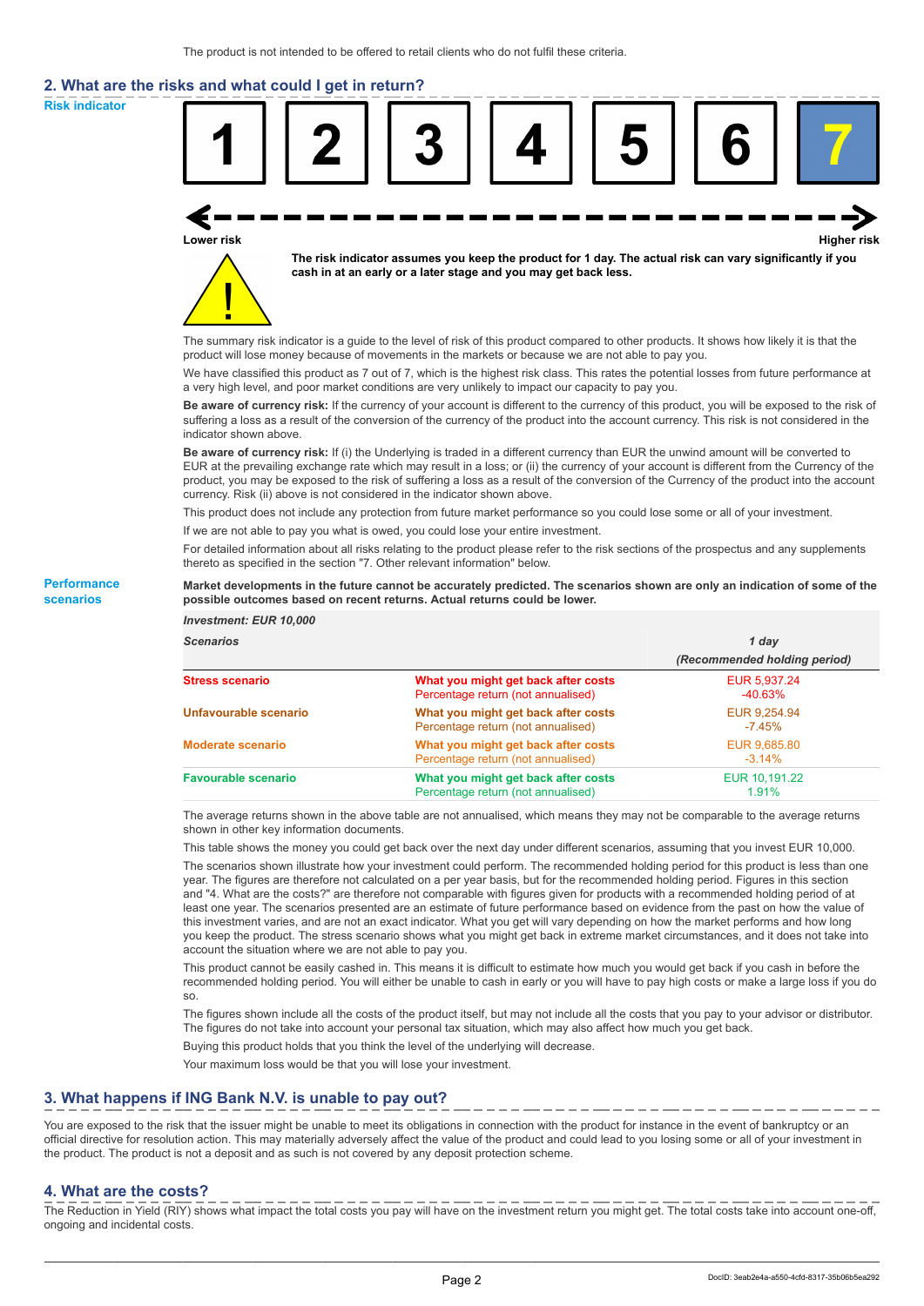The product is not intended to be offered to retail clients who do not fulfil these criteria.

## 2. What are the risks and what could I get in return?

**Risk indicator**

| 1 | 2 | 3 | 4 | 5 | 6 | **7** |
|---|---|---|---|---|---|---|

**Lower risk** ... **Higher risk**

**The risk indicator assumes you keep the product for 1 day. The actual risk can vary significantly if you cash in at an early or a later stage and you may get back less.**

The summary risk indicator is a guide to the level of risk of this product compared to other products. It shows how likely it is that the product will lose money because of movements in the markets or because we are not able to pay you.

We have classified this product as 7 out of 7, which is the highest risk class. This rates the potential losses from future performance at a very high level, and poor market conditions are very unlikely to impact our capacity to pay you.

**Be aware of currency risk:** If the currency of your account is different to the currency of this product, you will be exposed to the risk of suffering a loss as a result of the conversion of the currency of the product into the account currency. This risk is not considered in the indicator shown above.

**Be aware of currency risk:** If (i) the Underlying is traded in a different currency than EUR the unwind amount will be converted to EUR at the prevailing exchange rate which may result in a loss; or (ii) the currency of your account is different from the Currency of the product, you may be exposed to the risk of suffering a loss as a result of the conversion of the Currency of the product into the account currency. Risk (ii) above is not considered in the indicator shown above.

This product does not include any protection from future market performance so you could lose some or all of your investment.

If we are not able to pay you what is owed, you could lose your entire investment.

For detailed information about all risks relating to the product please refer to the risk sections of the prospectus and any supplements thereto as specified in the section "7. Other relevant information" below.

**Performance scenarios**

**Market developments in the future cannot be accurately predicted. The scenarios shown are only an indication of some of the possible outcomes based on recent returns. Actual returns could be lower.**

*Investment: EUR 10,000*

| *Scenarios* | | *1 day (Recommended holding period)* |
|---|---|---|
| **Stress scenario** | **What you might get back after costs** | EUR 5,937.24 |
| | Percentage return (not annualised) | -40.63% |
| **Unfavourable scenario** | **What you might get back after costs** | EUR 9,254.94 |
| | Percentage return (not annualised) | -7.45% |
| **Moderate scenario** | **What you might get back after costs** | EUR 9,685.80 |
| | Percentage return (not annualised) | -3.14% |
| **Favourable scenario** | **What you might get back after costs** | EUR 10,191.22 |
| | Percentage return (not annualised) | 1.91% |

The average returns shown in the above table are not annualised, which means they may not be comparable to the average returns shown in other key information documents.

This table shows the money you could get back over the next day under different scenarios, assuming that you invest EUR 10,000.

The scenarios shown illustrate how your investment could perform. The recommended holding period for this product is less than one year. The figures are therefore not calculated on a per year basis, but for the recommended holding period. Figures in this section and "4. What are the costs?" are therefore not comparable with figures given for products with a recommended holding period of at least one year. The scenarios presented are an estimate of future performance based on evidence from the past on how the value of this investment varies, and are not an exact indicator. What you get will vary depending on how the market performs and how long you keep the product. The stress scenario shows what you might get back in extreme market circumstances, and it does not take into account the situation where we are not able to pay you.

This product cannot be easily cashed in. This means it is difficult to estimate how much you would get back if you cash in before the recommended holding period. You will either be unable to cash in early or you will have to pay high costs or make a large loss if you do so.

The figures shown include all the costs of the product itself, but may not include all the costs that you pay to your advisor or distributor. The figures do not take into account your personal tax situation, which may also affect how much you get back.

Buying this product holds that you think the level of the underlying will decrease.

Your maximum loss would be that you will lose your investment.

## 3. What happens if ING Bank N.V. is unable to pay out?

You are exposed to the risk that the issuer might be unable to meet its obligations in connection with the product for instance in the event of bankruptcy or an official directive for resolution action. This may materially adversely affect the value of the product and could lead to you losing some or all of your investment in the product. The product is not a deposit and as such is not covered by any deposit protection scheme.

## 4. What are the costs?

The Reduction in Yield (RIY) shows what impact the total costs you pay will have on the investment return you might get. The total costs take into account one-off, ongoing and incidental costs.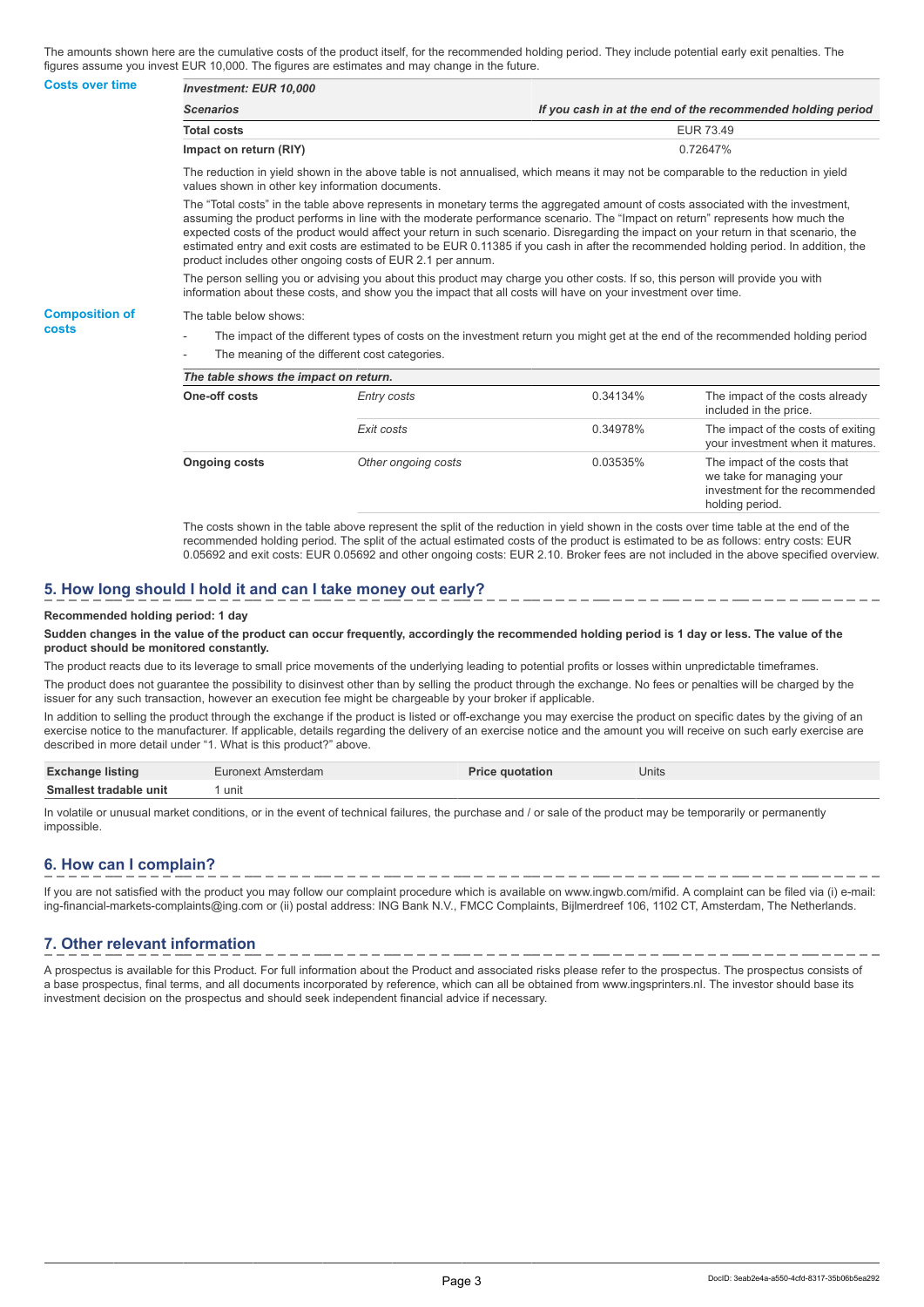The amounts shown here are the cumulative costs of the product itself, for the recommended holding period. They include potential early exit penalties. The figures assume you invest EUR 10,000. The figures are estimates and may change in the future.

### Costs over time

| *Investment: EUR 10,000* | |
|---|---|
| ***Scenarios*** | ***If you cash in at the end of the recommended holding period*** |
| **Total costs** | EUR 73.49 |
| **Impact on return (RIY)** | 0.72647% |

The reduction in yield shown in the above table is not annualised, which means it may not be comparable to the reduction in yield values shown in other key information documents.

The "Total costs" in the table above represents in monetary terms the aggregated amount of costs associated with the investment, assuming the product performs in line with the moderate performance scenario. The "Impact on return" represents how much the expected costs of the product would affect your return in such scenario. Disregarding the impact on your return in that scenario, the estimated entry and exit costs are estimated to be EUR 0.11385 if you cash in after the recommended holding period. In addition, the product includes other ongoing costs of EUR 2.1 per annum.

The person selling you or advising you about this product may charge you other costs. If so, this person will provide you with information about these costs, and show you the impact that all costs will have on your investment over time.

### Composition of costs

The table below shows:

- The impact of the different types of costs on the investment return you might get at the end of the recommended holding period
- The meaning of the different cost categories.

| *The table shows the impact on return.* | | | |
|---|---|---|---|
| **One-off costs** | *Entry costs* | 0.34134% | The impact of the costs already included in the price. |
| | *Exit costs* | 0.34978% | The impact of the costs of exiting your investment when it matures. |
| **Ongoing costs** | *Other ongoing costs* | 0.03535% | The impact of the costs that we take for managing your investment for the recommended holding period. |

The costs shown in the table above represent the split of the reduction in yield shown in the costs over time table at the end of the recommended holding period. The split of the actual estimated costs of the product is estimated to be as follows: entry costs: EUR 0.05692 and exit costs: EUR 0.05692 and other ongoing costs: EUR 2.10. Broker fees are not included in the above specified overview.

## 5. How long should I hold it and can I take money out early?

**Recommended holding period: 1 day**

**Sudden changes in the value of the product can occur frequently, accordingly the recommended holding period is 1 day or less. The value of the product should be monitored constantly.**

The product reacts due to its leverage to small price movements of the underlying leading to potential profits or losses within unpredictable timeframes.

The product does not guarantee the possibility to disinvest other than by selling the product through the exchange. No fees or penalties will be charged by the issuer for any such transaction, however an execution fee might be chargeable by your broker if applicable.

In addition to selling the product through the exchange if the product is listed or off-exchange you may exercise the product on specific dates by the giving of an exercise notice to the manufacturer. If applicable, details regarding the delivery of an exercise notice and the amount you will receive on such early exercise are described in more detail under "1. What is this product?" above.

| **Exchange listing** | Euronext Amsterdam | **Price quotation** | Units |
|---|---|---|---|
| **Smallest tradable unit** | 1 unit | | |

In volatile or unusual market conditions, or in the event of technical failures, the purchase and / or sale of the product may be temporarily or permanently impossible.

## 6. How can I complain?

If you are not satisfied with the product you may follow our complaint procedure which is available on www.ingwb.com/mifid. A complaint can be filed via (i) e-mail: ing-financial-markets-complaints@ing.com or (ii) postal address: ING Bank N.V., FMCC Complaints, Bijlmerdreef 106, 1102 CT, Amsterdam, The Netherlands.

## 7. Other relevant information

A prospectus is available for this Product. For full information about the Product and associated risks please refer to the prospectus. The prospectus consists of a base prospectus, final terms, and all documents incorporated by reference, which can all be obtained from www.ingsprinters.nl. The investor should base its investment decision on the prospectus and should seek independent financial advice if necessary.